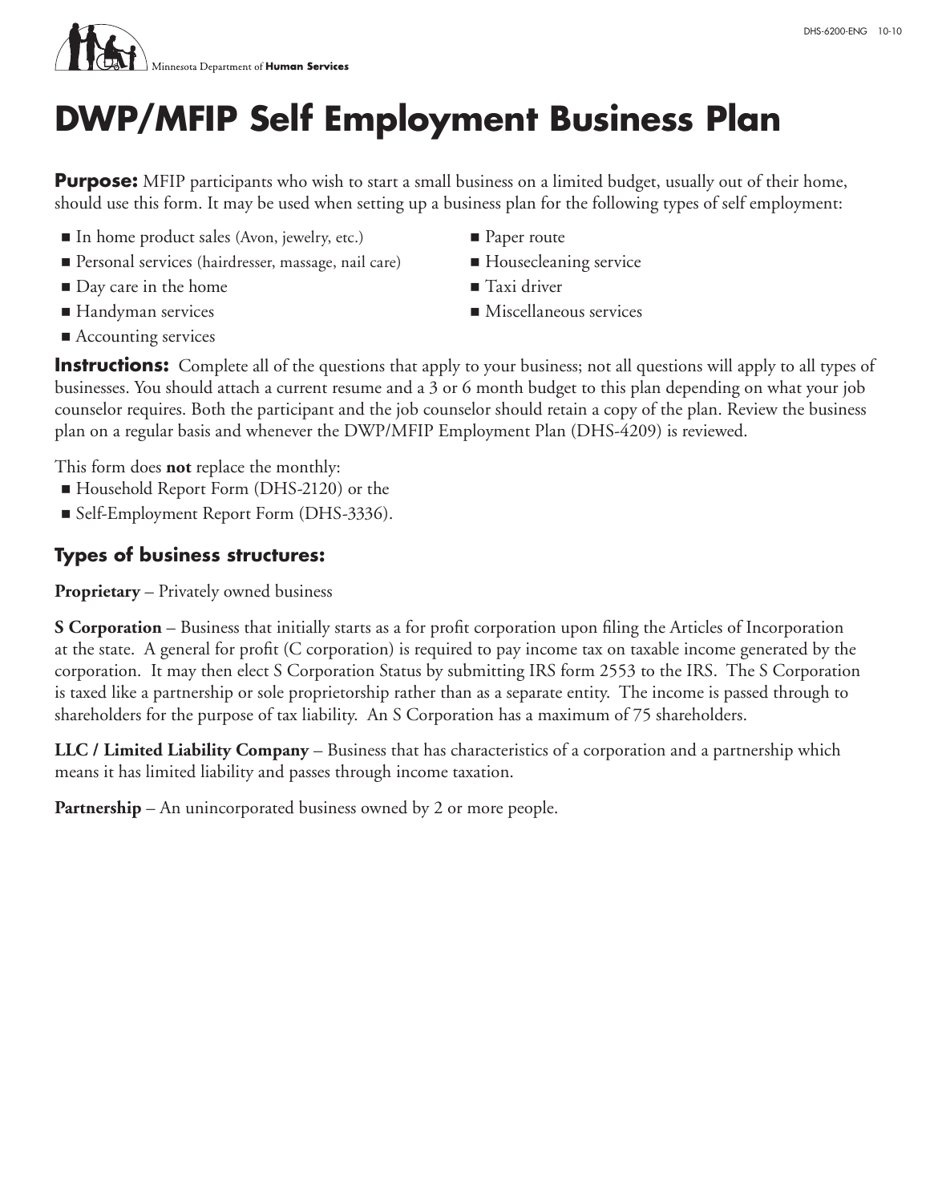Minnesota Department of **Human Services**

# DWP/MFIP Self Employment Business Plan

**Purpose:** MFIP participants who wish to start a small business on a limited budget, usually out of their home, should use this form. It may be used when setting up a business plan for the following types of self employment:

- In home product sales (Avon, jewelry, etc.)
- Personal services (hairdresser, massage, nail care)
- Day care in the home
- Handyman services
- Accounting services
- Paper route
- Housecleaning service
- Taxi driver
- Miscellaneous services

**Instructions:** Complete all of the questions that apply to your business; not all questions will apply to all types of businesses. You should attach a current resume and a 3 or 6 month budget to this plan depending on what your job counselor requires. Both the participant and the job counselor should retain a copy of the plan. Review the business plan on a regular basis and whenever the DWP/MFIP Employment Plan (DHS-4209) is reviewed.

This form does **not** replace the monthly:

- Household Report Form (DHS-2120) or the
- Self-Employment Report Form (DHS-3336).

## Types of business structures:

**Proprietary** – Privately owned business

**S Corporation** – Business that initially starts as a for profit corporation upon filing the Articles of Incorporation at the state. A general for profit (C corporation) is required to pay income tax on taxable income generated by the corporation. It may then elect S Corporation Status by submitting IRS form 2553 to the IRS. The S Corporation is taxed like a partnership or sole proprietorship rather than as a separate entity. The income is passed through to shareholders for the purpose of tax liability. An S Corporation has a maximum of 75 shareholders.

**LLC / Limited Liability Company** – Business that has characteristics of a corporation and a partnership which means it has limited liability and passes through income taxation.

**Partnership** – An unincorporated business owned by 2 or more people.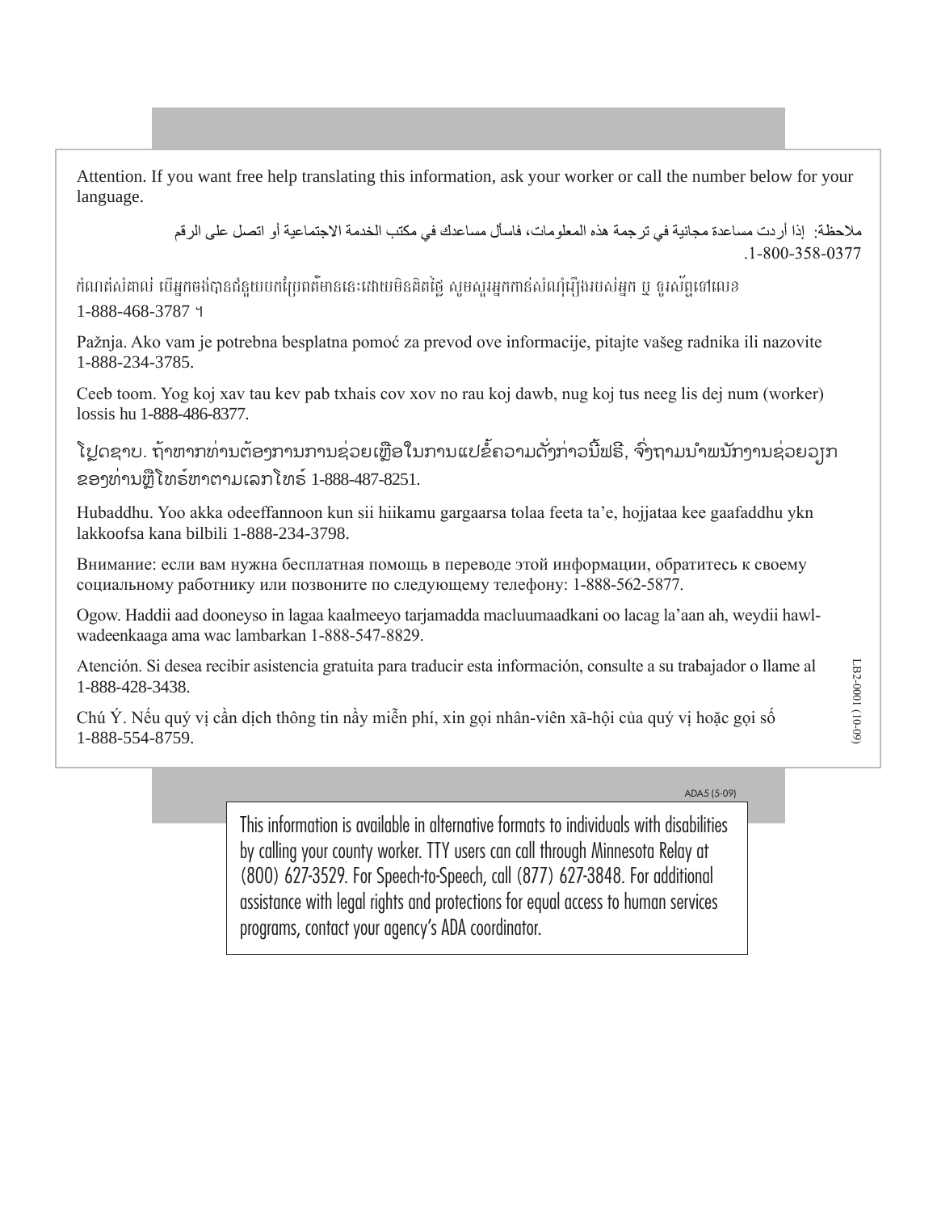Attention. If you want free help translating this information, ask your worker or call the number below for your language.

ملاحظة: إذا أردت مساعدة مجانية في ترجمة هذه المعلومات، فاسأل مساعدك في مكتب الخدمة الاجتماعية أو اتصل على الرقم 1-800-358-0377.

កំណត់សំគាល់ បើអ្នកចង់បានជំនួយបកប្រែពត៌មាននេះដោយមិនគិតថ្លៃ សូមសួរអ្នកកាន់សំណុំរឿងរបស់អ្នក ឬ ទូរស័ព្ទទៅលេខ 1-888-468-3787 ។

Pažnja. Ako vam je potrebna besplatna pomoć za prevod ove informacije, pitajte vašeg radnika ili nazovite 1-888-234-3785.

Ceeb toom. Yog koj xav tau kev pab txhais cov xov no rau koj dawb, nug koj tus neeg lis dej num (worker) lossis hu 1-888-486-8377.

ໂປດຊາບ. ຖ້າຫາກທ່ານຕ້ອງການການຊ່ວຍເຫຼືອໃນການແປຂໍ້ຄວາມດັ່ງກ່າວນີ້ຟຣີ, ຈົ່ງຖາມນຳພນັກງານຊ່ວຍວຽກຂອງທ່ານຫຼືໂທຣ໌ຫາຕາມເລກໂທຣ໌ 1-888-487-8251.

Hubaddhu. Yoo akka odeeffannoon kun sii hiikamu gargaarsa tolaa feeta ta'e, hojjataa kee gaafaddhu ykn lakkoofsa kana bilbili 1-888-234-3798.

Внимание: если вам нужна бесплатная помощь в переводе этой информации, обратитесь к своему социальному работнику или позвоните по следующему телефону: 1-888-562-5877.

Ogow. Haddii aad dooneyso in lagaa kaalmeeyo tarjamadda macluumaadkani oo lacag la'aan ah, weydii hawl-wadeenkaaga ama wac lambarkan 1-888-547-8829.

Atención. Si desea recibir asistencia gratuita para traducir esta información, consulte a su trabajador o llame al 1-888-428-3438.

Chú Ý. Nếu quý vị cần dịch thông tin nầy miễn phí, xin gọi nhân-viên xã-hội của quý vị hoặc gọi số 1-888-554-8759.

LB2-0001 (10-09)

ADA5 (5-09)

This information is available in alternative formats to individuals with disabilities by calling your county worker. TTY users can call through Minnesota Relay at (800) 627-3529. For Speech-to-Speech, call (877) 627-3848. For additional assistance with legal rights and protections for equal access to human services programs, contact your agency's ADA coordinator.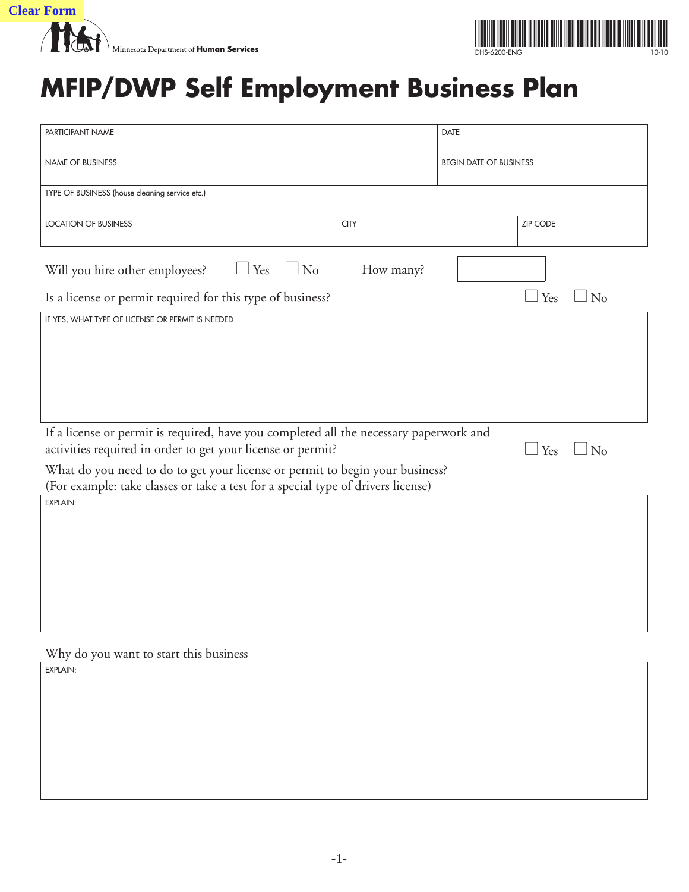Clear Form

Minnesota Department of **Human Services**

DHS-6200-ENG 10-10

# MFIP/DWP Self Employment Business Plan

| | | |
|---|---|---|
| PARTICIPANT NAME | | DATE |
| NAME OF BUSINESS | | BEGIN DATE OF BUSINESS |
| TYPE OF BUSINESS (house cleaning service etc.) | | |
| LOCATION OF BUSINESS | CITY | ZIP CODE |

Will you hire other employees? ☐ Yes ☐ No How many? ______

Is a license or permit required for this type of business? ☐ Yes ☐ No

IF YES, WHAT TYPE OF LICENSE OR PERMIT IS NEEDED

If a license or permit is required, have you completed all the necessary paperwork and activities required in order to get your license or permit? ☐ Yes ☐ No

What do you need to do to get your license or permit to begin your business? (For example: take classes or take a test for a special type of drivers license)

EXPLAIN:

Why do you want to start this business

EXPLAIN: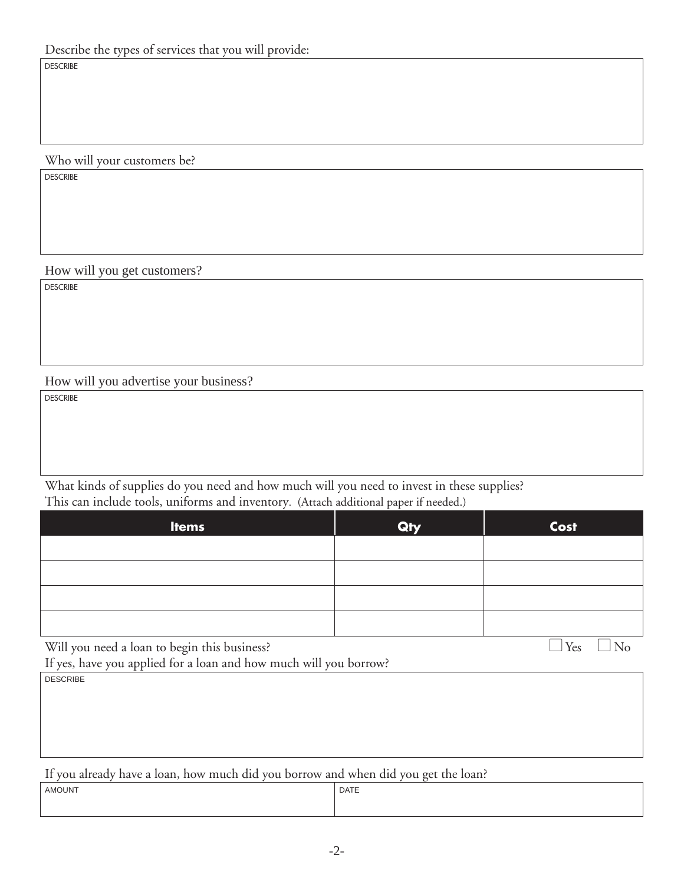Describe the types of services that you will provide:

DESCRIBE

Who will your customers be?

DESCRIBE

How will you get customers?

DESCRIBE

How will you advertise your business?

DESCRIBE

What kinds of supplies do you need and how much will you need to invest in these supplies?
This can include tools, uniforms and inventory. (Attach additional paper if needed.)

| Items | Qty | Cost |
|---|---|---|
| | | |
| | | |
| | | |
| | | |

Will you need a loan to begin this business? ☐ Yes ☐ No

If yes, have you applied for a loan and how much will you borrow?

DESCRIBE

If you already have a loan, how much did you borrow and when did you get the loan?

| AMOUNT | DATE |
|---|---|
| | |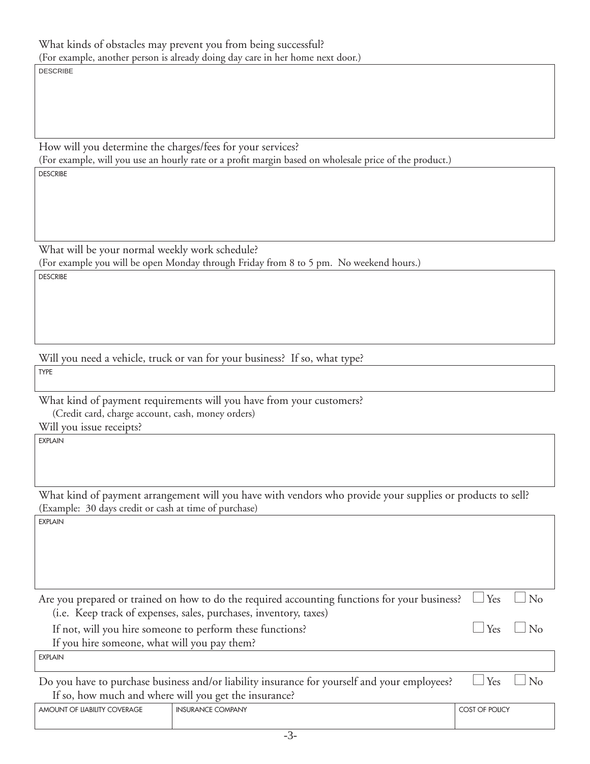What kinds of obstacles may prevent you from being successful?
(For example, another person is already doing day care in her home next door.)

DESCRIBE

How will you determine the charges/fees for your services?
(For example, will you use an hourly rate or a profit margin based on wholesale price of the product.)

DESCRIBE

What will be your normal weekly work schedule?
(For example you will be open Monday through Friday from 8 to 5 pm. No weekend hours.)

DESCRIBE

Will you need a vehicle, truck or van for your business? If so, what type?

TYPE

What kind of payment requirements will you have from your customers?
(Credit card, charge account, cash, money orders)
Will you issue receipts?

EXPLAIN

What kind of payment arrangement will you have with vendors who provide your supplies or products to sell?
(Example: 30 days credit or cash at time of purchase)

EXPLAIN

Are you prepared or trained on how to do the required accounting functions for your business? ☐ Yes ☐ No
(i.e. Keep track of expenses, sales, purchases, inventory, taxes)

If not, will you hire someone to perform these functions? ☐ Yes ☐ No

If you hire someone, what will you pay them?

EXPLAIN

Do you have to purchase business and/or liability insurance for yourself and your employees? ☐ Yes ☐ No
If so, how much and where will you get the insurance?

| AMOUNT OF LIABILITY COVERAGE | INSURANCE COMPANY | COST OF POLICY |
| --- | --- | --- |
| | | |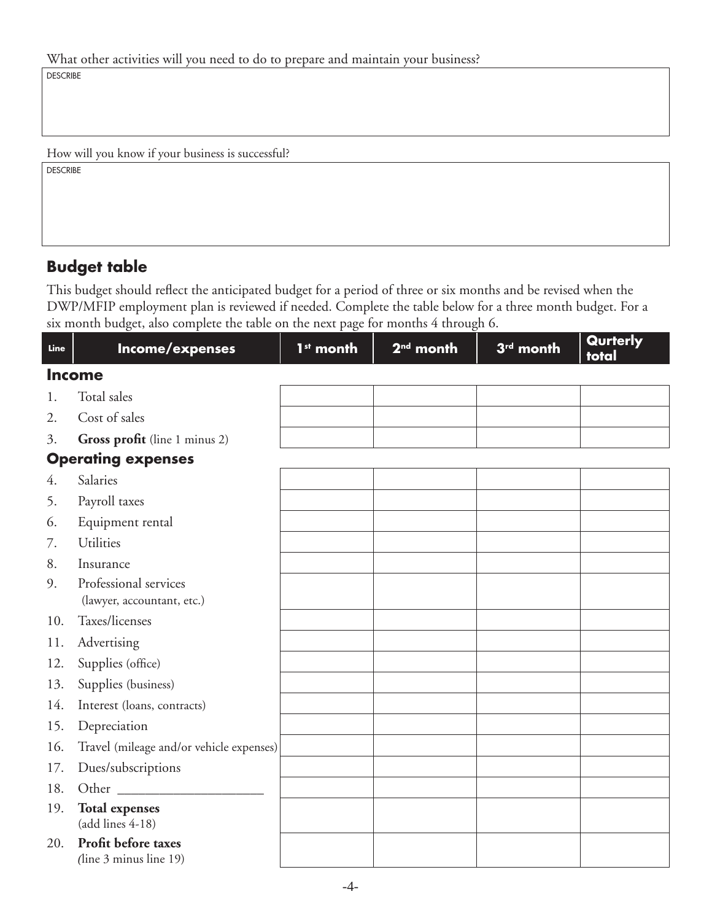What other activities will you need to do to prepare and maintain your business?

DESCRIBE

How will you know if your business is successful?

DESCRIBE

## Budget table

This budget should reflect the anticipated budget for a period of three or six months and be revised when the DWP/MFIP employment plan is reviewed if needed. Complete the table below for a three month budget. For a six month budget, also complete the table on the next page for months 4 through 6.

| Line | Income/expenses | 1st month | 2nd month | 3rd month | Qurterly total |
|---|---|---|---|---|---|
| | **Income** | | | | |
| 1. | Total sales | | | | |
| 2. | Cost of sales | | | | |
| 3. | **Gross profit** (line 1 minus 2) | | | | |
| | **Operating expenses** | | | | |
| 4. | Salaries | | | | |
| 5. | Payroll taxes | | | | |
| 6. | Equipment rental | | | | |
| 7. | Utilities | | | | |
| 8. | Insurance | | | | |
| 9. | Professional services (lawyer, accountant, etc.) | | | | |
| 10. | Taxes/licenses | | | | |
| 11. | Advertising | | | | |
| 12. | Supplies (office) | | | | |
| 13. | Supplies (business) | | | | |
| 14. | Interest (loans, contracts) | | | | |
| 15. | Depreciation | | | | |
| 16. | Travel (mileage and/or vehicle expenses) | | | | |
| 17. | Dues/subscriptions | | | | |
| 18. | Other ____________________ | | | | |
| 19. | **Total expenses** (add lines 4-18) | | | | |
| 20. | **Profit before taxes** (line 3 minus line 19) | | | | |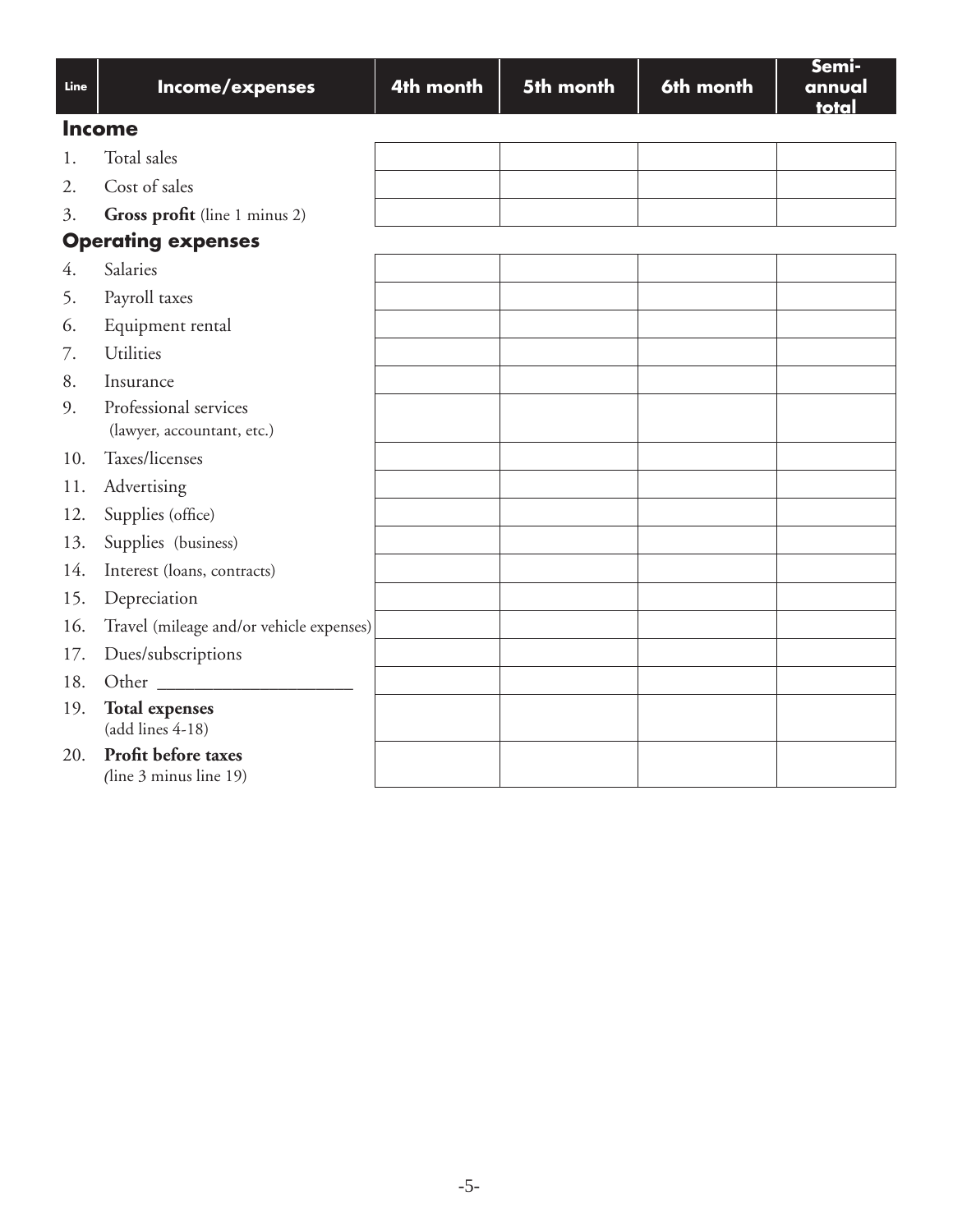| Line | Income/expenses | 4th month | 5th month | 6th month | Semi-annual total |
| --- | --- | --- | --- | --- | --- |
| **Income** | | | | | |
| 1. | Total sales | | | | |
| 2. | Cost of sales | | | | |
| 3. | **Gross profit** (line 1 minus 2) | | | | |
| **Operating expenses** | | | | | |
| 4. | Salaries | | | | |
| 5. | Payroll taxes | | | | |
| 6. | Equipment rental | | | | |
| 7. | Utilities | | | | |
| 8. | Insurance | | | | |
| 9. | Professional services (lawyer, accountant, etc.) | | | | |
| 10. | Taxes/licenses | | | | |
| 11. | Advertising | | | | |
| 12. | Supplies (office) | | | | |
| 13. | Supplies (business) | | | | |
| 14. | Interest (loans, contracts) | | | | |
| 15. | Depreciation | | | | |
| 16. | Travel (mileage and/or vehicle expenses) | | | | |
| 17. | Dues/subscriptions | | | | |
| 18. | Other ____________________ | | | | |
| 19. | **Total expenses** (add lines 4-18) | | | | |
| 20. | **Profit before taxes** (line 3 minus line 19) | | | | |